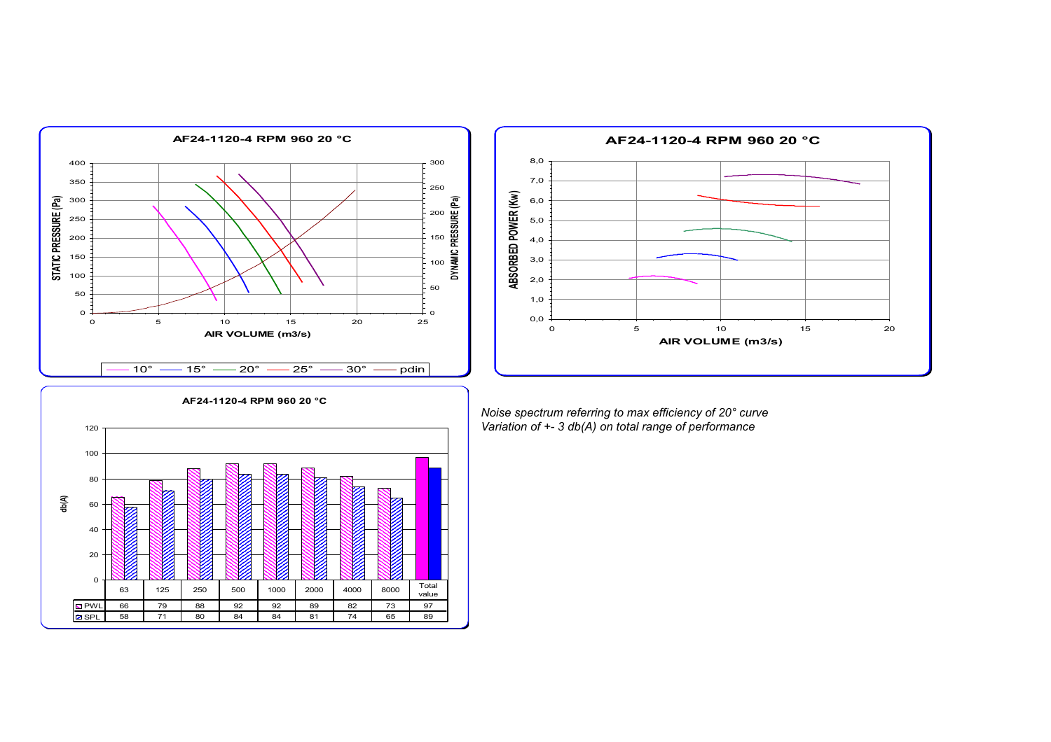## AF24-1120-4 RPM 960 20 °C

STATIC PRESSURE (Pa) / DYNAMIC PRESSURE (Pa) vs AIR VOLUME (m3/s)

Legend: 10° — 15° — 20° — 25° — 30° — pdin

## AF24-1120-4 RPM 960 20 °C

ABSORBED POWER (Kw) vs AIR VOLUME (m3/s)

## AF24-1120-4 RPM 960 20 °C

db(A)

| | 63 | 125 | 250 | 500 | 1000 | 2000 | 4000 | 8000 | Total value |
|---|---|---|---|---|---|---|---|---|---|
| PWL | 66 | 79 | 88 | 92 | 92 | 89 | 82 | 73 | 97 |
| SPL | 58 | 71 | 80 | 84 | 84 | 81 | 74 | 65 | 89 |

*Noise spectrum referring to max efficiency of 20° curve*
*Variation of +- 3 db(A) on total range of performance*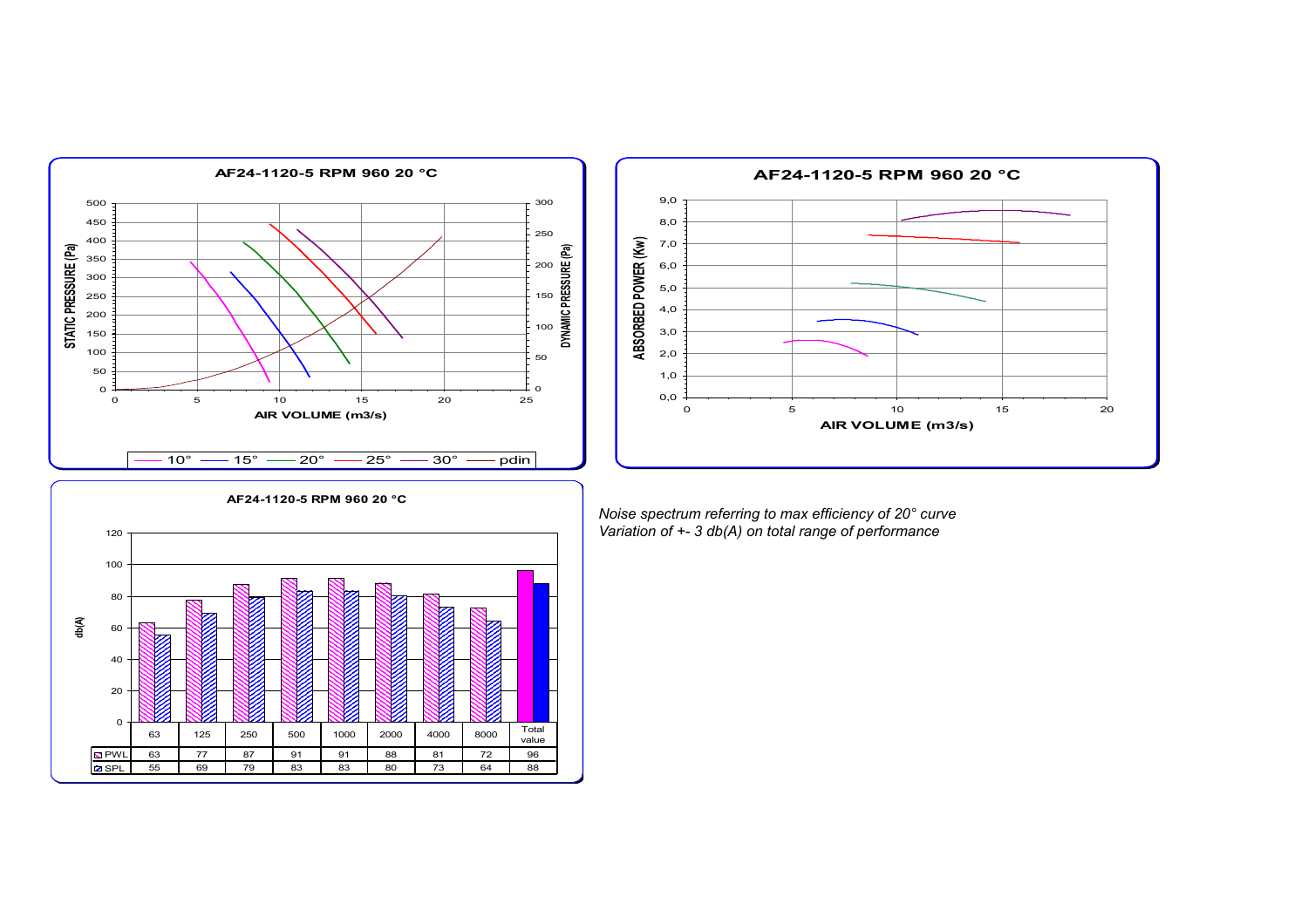AF24-1120-5 RPM 960 20 °C

AF24-1120-5 RPM 960 20 °C

AF24-1120-5 RPM 960 20 °C

| | 63 | 125 | 250 | 500 | 1000 | 2000 | 4000 | 8000 | Total value |
|---|---|---|---|---|---|---|---|---|---|
| PWL | 63 | 77 | 87 | 91 | 91 | 88 | 81 | 72 | 96 |
| SPL | 55 | 69 | 79 | 83 | 83 | 80 | 73 | 64 | 88 |

*Noise spectrum referring to max efficiency of 20° curve*
*Variation of +- 3 db(A) on total range of performance*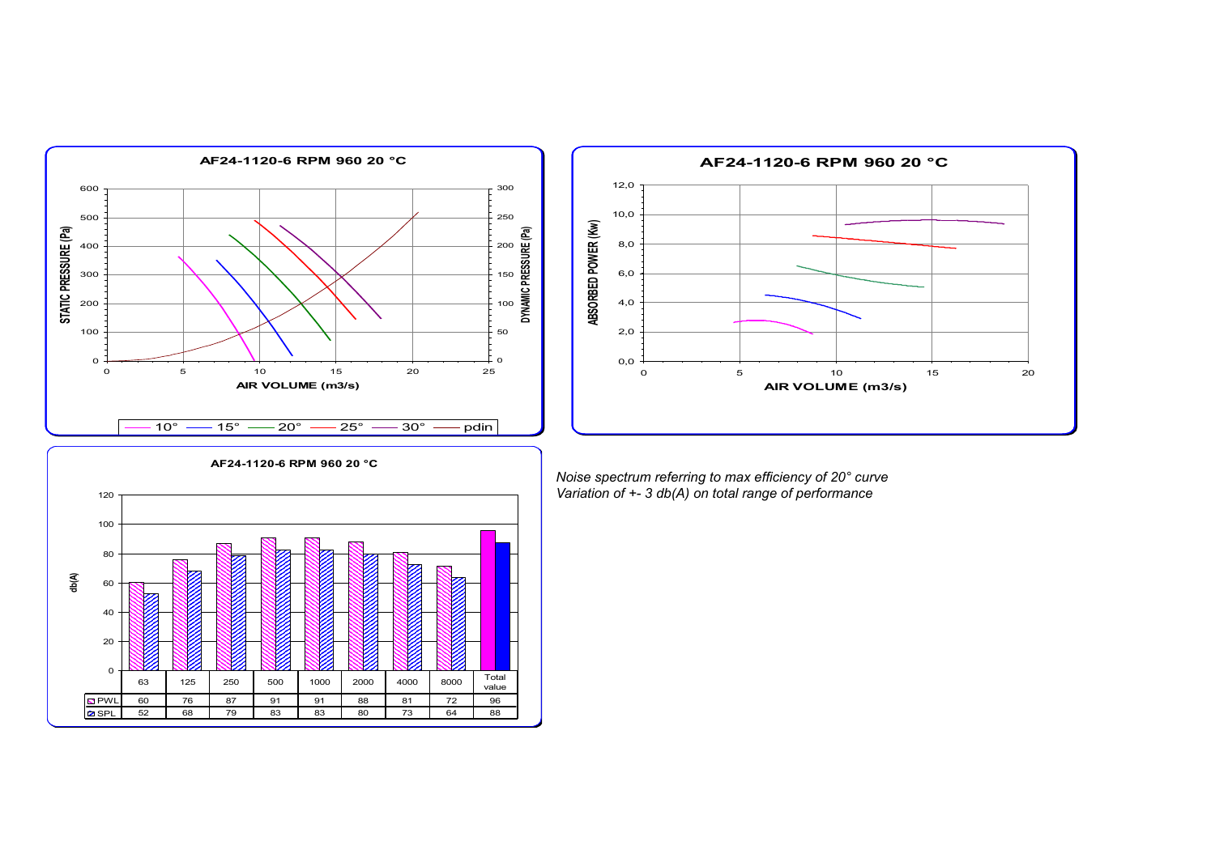**AF24-1120-6 RPM 960 20 °C**

STATIC PRESSURE (Pa) / DYNAMIC PRESSURE (Pa) vs AIR VOLUME (m3/s)

10° — 15° — 20° — 25° — 30° — pdin

**AF24-1120-6 RPM 960 20 °C**

ABSORBED POWER (Kw) vs AIR VOLUME (m3/s)

**AF24-1120-6 RPM 960 20 °C**

db(A)

| | 63 | 125 | 250 | 500 | 1000 | 2000 | 4000 | 8000 | Total value |
|---|---|---|---|---|---|---|---|---|---|
| PWL | 60 | 76 | 87 | 91 | 91 | 88 | 81 | 72 | 96 |
| SPL | 52 | 68 | 79 | 83 | 83 | 80 | 73 | 64 | 88 |

*Noise spectrum referring to max efficiency of 20° curve*
*Variation of +- 3 db(A) on total range of performance*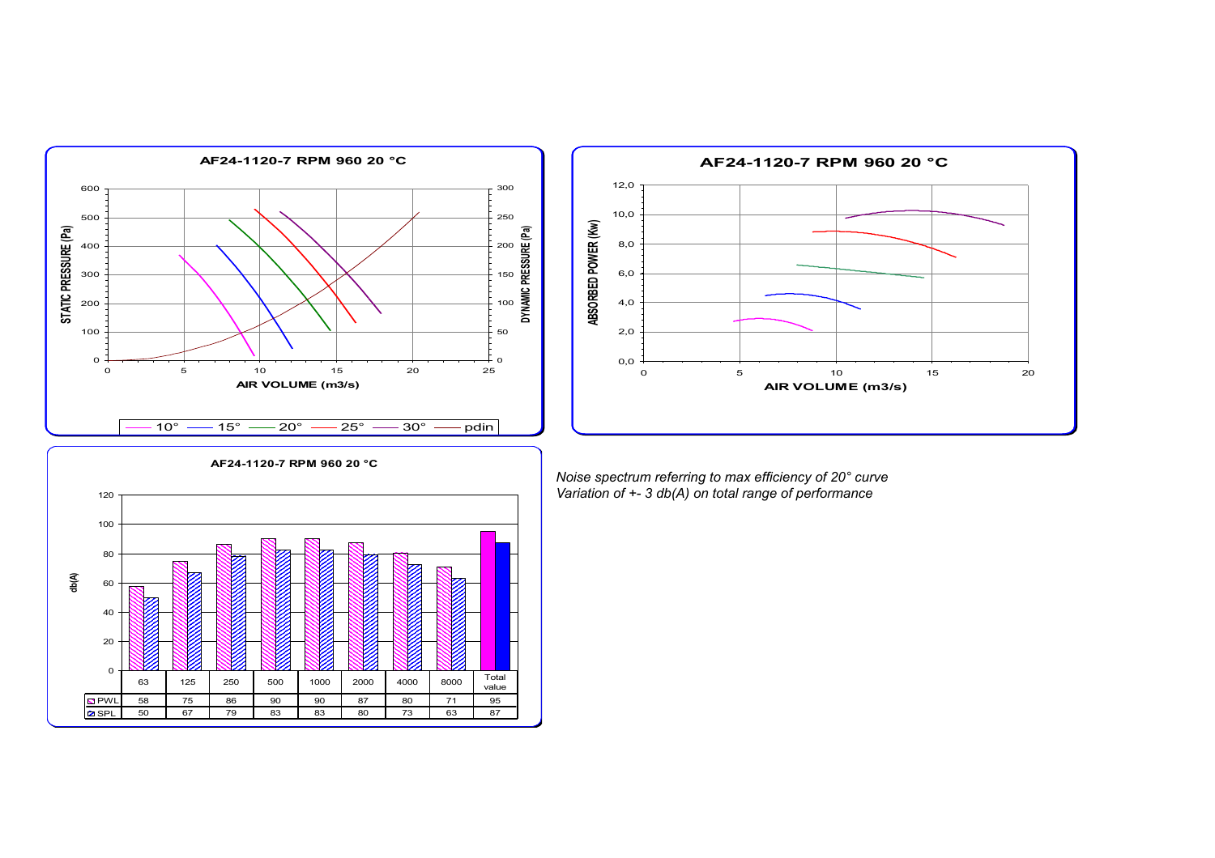## AF24-1120-7 RPM 960 20 °C

STATIC PRESSURE (Pa) / DYNAMIC PRESSURE (Pa) vs AIR VOLUME (m3/s)

10° — 15° — 20° — 25° — 30° — pdin

## AF24-1120-7 RPM 960 20 °C

ABSORBED POWER (Kw) vs AIR VOLUME (m3/s)

## AF24-1120-7 RPM 960 20 °C

db(A)

| | 63 | 125 | 250 | 500 | 1000 | 2000 | 4000 | 8000 | Total value |
|---|---|---|---|---|---|---|---|---|---|
| PWL | 58 | 75 | 86 | 90 | 90 | 87 | 80 | 71 | 95 |
| SPL | 50 | 67 | 79 | 83 | 83 | 80 | 73 | 63 | 87 |

*Noise spectrum referring to max efficiency of 20° curve*
*Variation of +- 3 db(A) on total range of performance*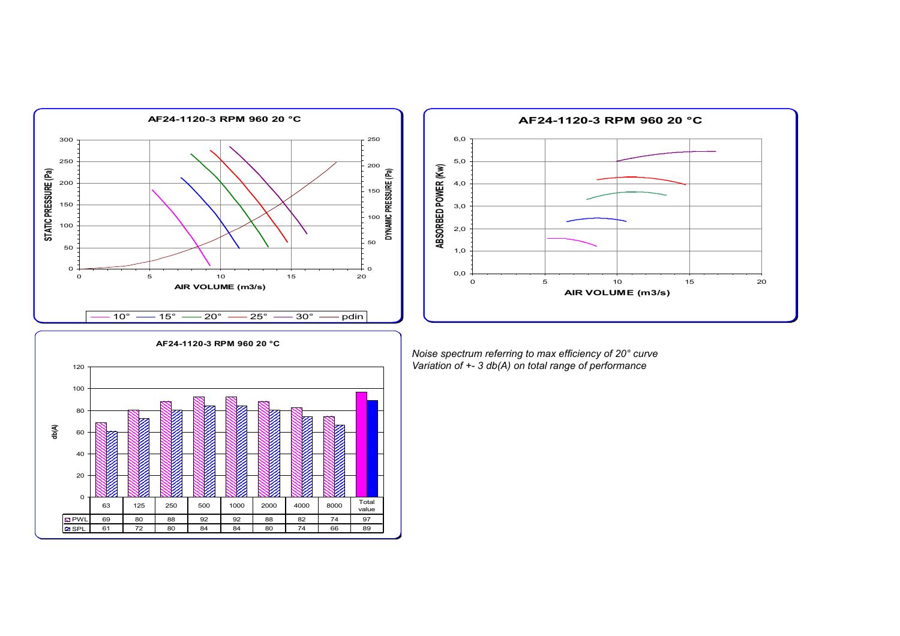**AF24-1120-3 RPM 960 20 °C**

STATIC PRESSURE (Pa)

300
250
200
150
100
50
0

DYNAMIC PRESSURE (Pa)

250
200
150
100
50
0

0 5 10 15 20

AIR VOLUME (m3/s)

10° 15° 20° 25° 30° pdin

**AF24-1120-3 RPM 960 20 °C**

ABSORBED POWER (Kw)

6,0
5,0
4,0
3,0
2,0
1,0
0,0

0 5 10 15 20

AIR VOLUME (m3/s)

**AF24-1120-3 RPM 960 20 °C**

db(A)

120
100
80
60
40
20
0

| | 63 | 125 | 250 | 500 | 1000 | 2000 | 4000 | 8000 | Total value |
|---|---|---|---|---|---|---|---|---|---|
| PWL | 69 | 80 | 88 | 92 | 92 | 88 | 82 | 74 | 97 |
| SPL | 61 | 72 | 80 | 84 | 84 | 80 | 74 | 66 | 89 |

*Noise spectrum referring to max efficiency of 20° curve*
*Variation of +- 3 db(A) on total range of performance*